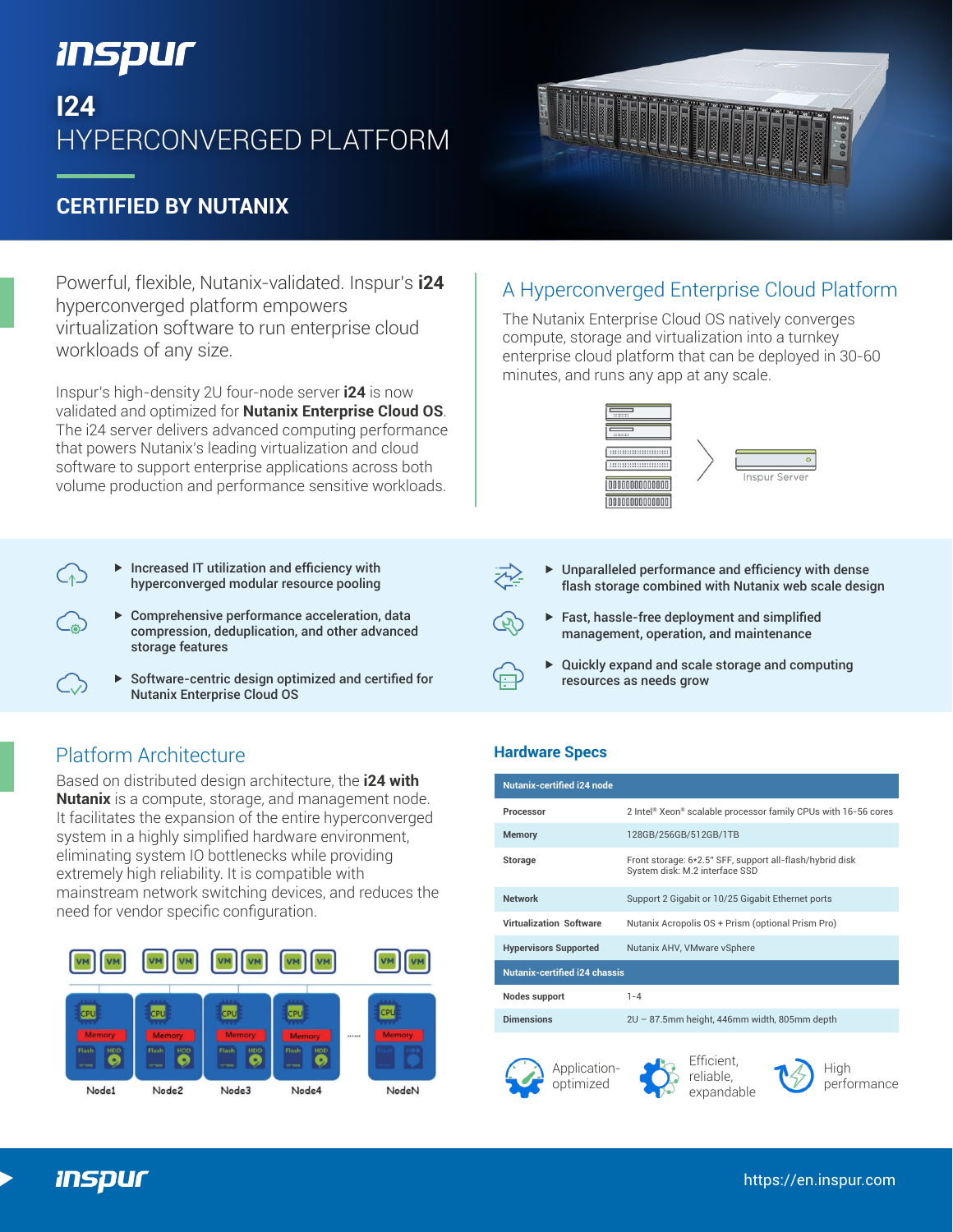# I24

## HYPERCONVERGED PLATFORM

### CERTIFIED BY NUTANIX

Powerful, flexible, Nutanix-validated. Inspur's **i24** hyperconverged platform empowers virtualization software to run enterprise cloud workloads of any size.

Inspur's high-density 2U four-node server **i24** is now validated and optimized for **Nutanix Enterprise Cloud OS**. The i24 server delivers advanced computing performance that powers Nutanix's leading virtualization and cloud software to support enterprise applications across both volume production and performance sensitive workloads.

## A Hyperconverged Enterprise Cloud Platform

The Nutanix Enterprise Cloud OS natively converges compute, storage and virtualization into a turnkey enterprise cloud platform that can be deployed in 30-60 minutes, and runs any app at any scale.

Inspur Server

- Increased IT utilization and efficiency with hyperconverged modular resource pooling
- Comprehensive performance acceleration, data compression, deduplication, and other advanced storage features
- Software-centric design optimized and certified for Nutanix Enterprise Cloud OS
- Unparalleled performance and efficiency with dense flash storage combined with Nutanix web scale design
- Fast, hassle-free deployment and simplified management, operation, and maintenance
- Quickly expand and scale storage and computing resources as needs grow

## Platform Architecture

Based on distributed design architecture, the **i24 with Nutanix** is a compute, storage, and management node. It facilitates the expansion of the entire hyperconverged system in a highly simplified hardware environment, eliminating storage IO bottlenecks while providing extremely high reliability. It is compatible with mainstream network switching devices, and reduces the need for vendor specific configuration.

Node1 Node2 Node3 Node4 ...... NodeN

## Hardware Specs

| Nutanix-certified i24 node | |
|---|---|
| Processor | 2 Intel® Xeon® scalable processor family CPUs with 16-56 cores |
| Memory | 128GB/256GB/512GB/1TB |
| Storage | Front storage: 6*2.5" SFF, support all-flash/hybrid disk<br>System disk: M.2 interface SSD |
| Network | Support 2 Gigabit or 10/25 Gigabit Ethernet ports |
| Virtualization Software | Nutanix Acropolis OS + Prism (optional Prism Pro) |
| Hypervisors Supported | Nutanix AHV, VMware vSphere |
| **Nutanix-certified i24 chassis** | |
| Nodes support | 1-4 |
| Dimensions | 2U – 87.5mm height, 446mm width, 805mm depth |

Application-optimized | Efficient, reliable, expandable | High performance

https://en.inspur.com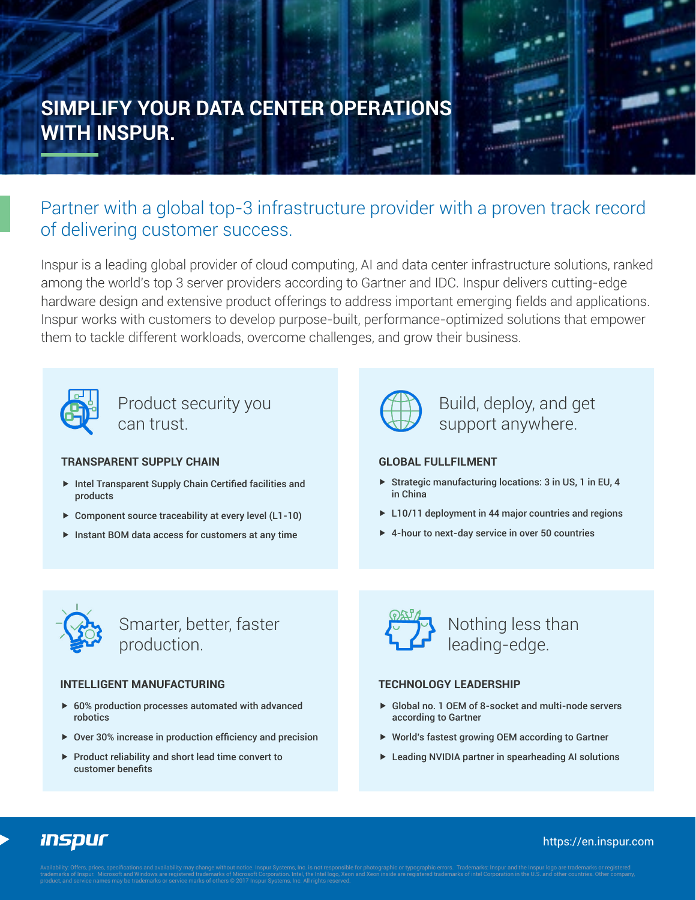# SIMPLIFY YOUR DATA CENTER OPERATIONS WITH INSPUR.

## Partner with a global top-3 infrastructure provider with a proven track record of delivering customer success.

Inspur is a leading global provider of cloud computing, AI and data center infrastructure solutions, ranked among the world's top 3 server providers according to Gartner and IDC. Inspur delivers cutting-edge hardware design and extensive product offerings to address important emerging fields and applications. Inspur works with customers to develop purpose-built, performance-optimized solutions that empower them to tackle different workloads, overcome challenges, and grow their business.

### Product security you can trust.

**TRANSPARENT SUPPLY CHAIN**

- Intel Transparent Supply Chain Certified facilities and products
- Component source traceability at every level (L1-10)
- Instant BOM data access for customers at any time

### Build, deploy, and get support anywhere.

**GLOBAL FULLFILMENT**

- Strategic manufacturing locations: 3 in US, 1 in EU, 4 in China
- L10/11 deployment in 44 major countries and regions
- 4-hour to next-day service in over 50 countries

### Smarter, better, faster production.

**INTELLIGENT MANUFACTURING**

- 60% production processes automated with advanced robotics
- Over 30% increase in production efficiency and precision
- Product reliability and short lead time convert to customer benefits

### Nothing less than leading-edge.

**TECHNOLOGY LEADERSHIP**

- Global no. 1 OEM of 8-socket and multi-node servers according to Gartner
- World's fastest growing OEM according to Gartner
- Leading NVIDIA partner in spearheading AI solutions

inspur

https://en.inspur.com

Availability: Offers, prices, specifications and availability may change without notice. Inspur Systems, Inc. is not responsible for photographic or typographic errors. Trademarks: Inspur and the Inspur logo are trademarks or registered trademarks of Inspur. Microsoft and Windows are registered trademarks of Microsoft Corporation. Intel, the Intel logo, Xeon and Xeon inside are registered trademarks of Intel Corporation in the U.S. and other countries. Other company, product, and service names may be trademarks or service marks of others © 2017 Inspur Systems, Inc. All rights reserved.